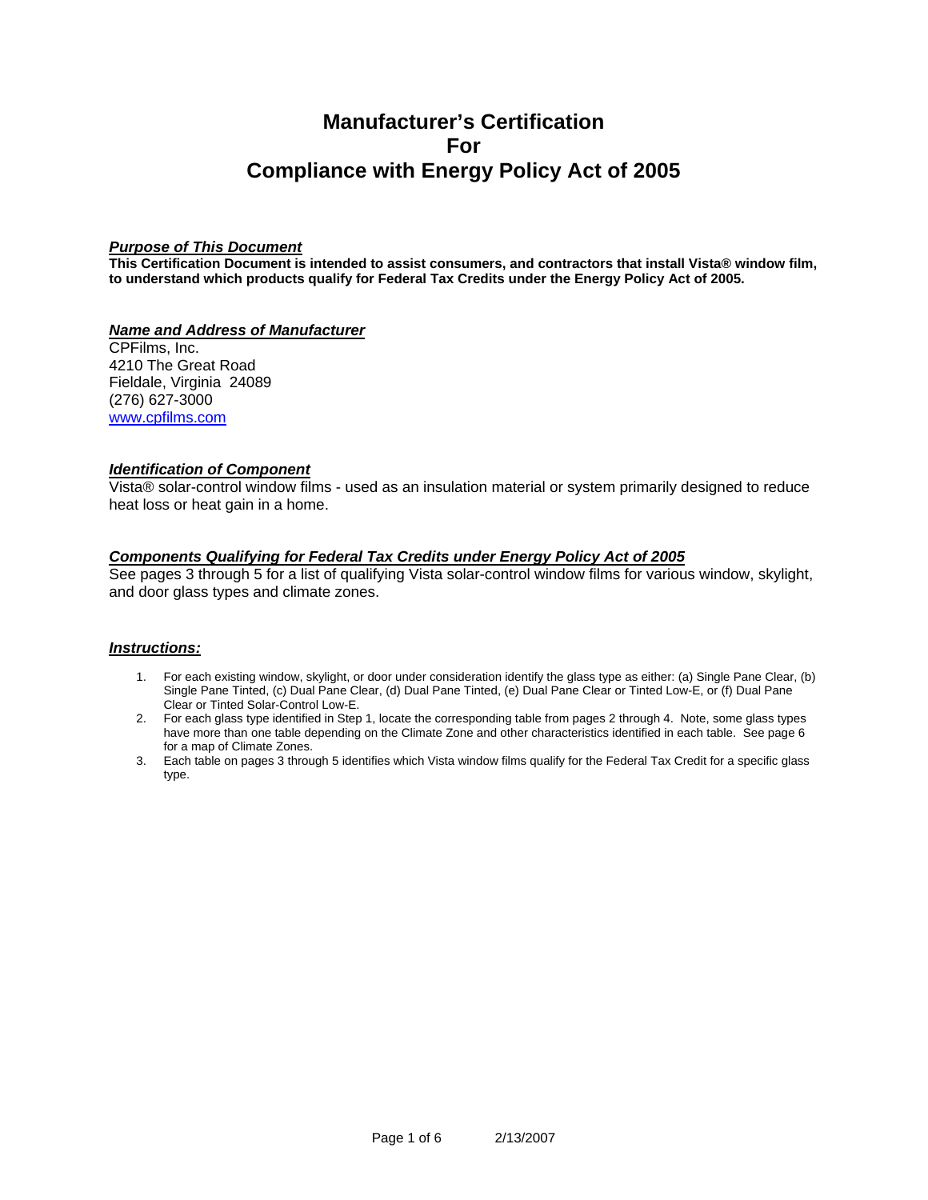# Manufacturer's Certification
# For
# Compliance with Energy Policy Act of 2005

***Purpose of This Document***

**This Certification Document is intended to assist consumers, and contractors that install Vista® window film, to understand which products qualify for Federal Tax Credits under the Energy Policy Act of 2005.**

***Name and Address of Manufacturer***

CPFilms, Inc.
4210 The Great Road
Fieldale, Virginia 24089
(276) 627-3000
www.cpfilms.com

***Identification of Component***

Vista® solar-control window films - used as an insulation material or system primarily designed to reduce heat loss or heat gain in a home.

***Components Qualifying for Federal Tax Credits under Energy Policy Act of 2005***

See pages 3 through 5 for a list of qualifying Vista solar-control window films for various window, skylight, and door glass types and climate zones.

***Instructions:***

1. For each existing window, skylight, or door under consideration identify the glass type as either: (a) Single Pane Clear, (b) Single Pane Tinted, (c) Dual Pane Clear, (d) Dual Pane Tinted, (e) Dual Pane Clear or Tinted Low-E, or (f) Dual Pane Clear or Tinted Solar-Control Low-E.
2. For each glass type identified in Step 1, locate the corresponding table from pages 2 through 4. Note, some glass types have more than one table depending on the Climate Zone and other characteristics identified in each table. See page 6 for a map of Climate Zones.
3. Each table on pages 3 through 5 identifies which Vista window films qualify for the Federal Tax Credit for a specific glass type.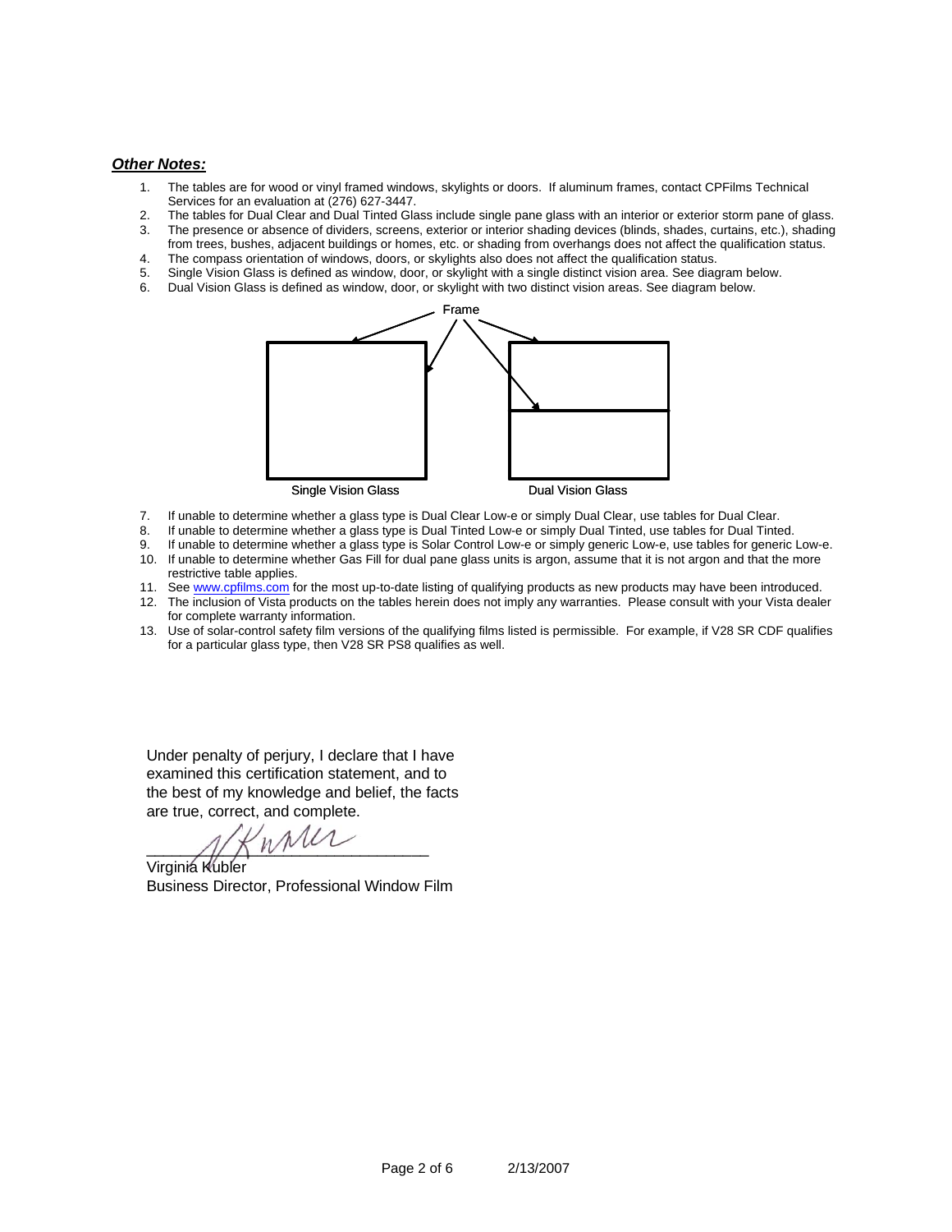***Other Notes:***

1. The tables are for wood or vinyl framed windows, skylights or doors. If aluminum frames, contact CPFilms Technical Services for an evaluation at (276) 627-3447.
2. The tables for Dual Clear and Dual Tinted Glass include single pane glass with an interior or exterior storm pane of glass.
3. The presence or absence of dividers, screens, exterior or interior shading devices (blinds, shades, curtains, etc.), shading from trees, bushes, adjacent buildings or homes, etc. or shading from overhangs does not affect the qualification status.
4. The compass orientation of windows, doors, or skylights also does not affect the qualification status.
5. Single Vision Glass is defined as window, door, or skylight with a single distinct vision area. See diagram below.
6. Dual Vision Glass is defined as window, door, or skylight with two distinct vision areas. See diagram below.

Frame

Single Vision Glass

Dual Vision Glass

7. If unable to determine whether a glass type is Dual Clear Low-e or simply Dual Clear, use tables for Dual Clear.
8. If unable to determine whether a glass type is Dual Tinted Low-e or simply Dual Tinted, use tables for Dual Tinted.
9. If unable to determine whether a glass type is Solar Control Low-e or simply generic Low-e, use tables for generic Low-e.
10. If unable to determine whether Gas Fill for dual pane glass units is argon, assume that it is not argon and that the more restrictive table applies.
11. See www.cpfilms.com for the most up-to-date listing of qualifying products as new products may have been introduced.
12. The inclusion of Vista products on the tables herein does not imply any warranties. Please consult with your Vista dealer for complete warranty information.
13. Use of solar-control safety film versions of the qualifying films listed is permissible. For example, if V28 SR CDF qualifies for a particular glass type, then V28 SR PS8 qualifies as well.

Under penalty of perjury, I declare that I have examined this certification statement, and to the best of my knowledge and belief, the facts are true, correct, and complete.

______________________________

Virginia Kubler
Business Director, Professional Window Film

2/13/2007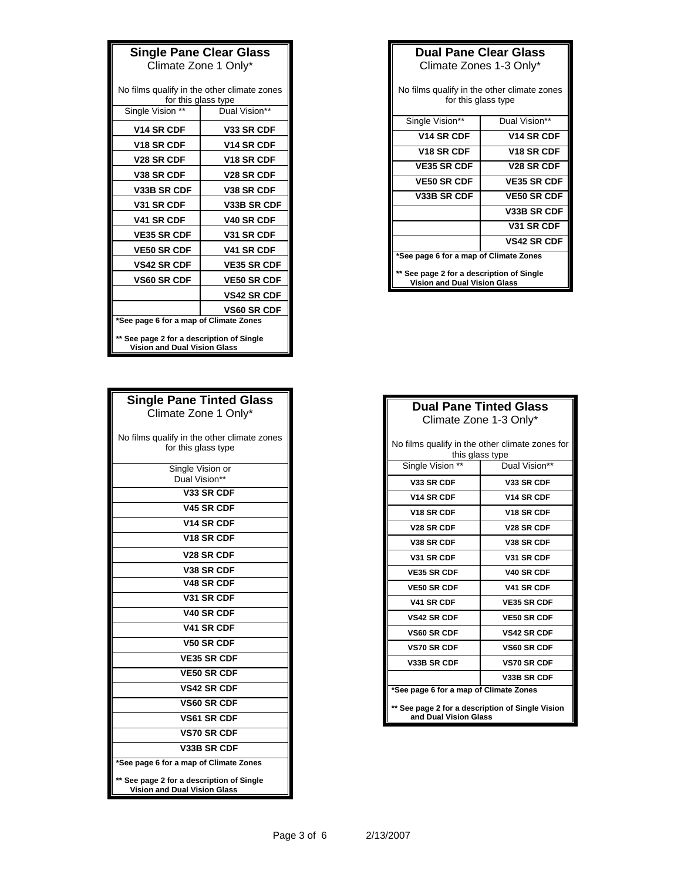## Single Pane Clear Glass

Climate Zone 1 Only*

No films qualify in the other climate zones for this glass type

| Single Vision ** | Dual Vision** |
|---|---|
| **V14 SR CDF** | **V33 SR CDF** |
| **V18 SR CDF** | **V14 SR CDF** |
| **V28 SR CDF** | **V18 SR CDF** |
| **V38 SR CDF** | **V28 SR CDF** |
| **V33B SR CDF** | **V38 SR CDF** |
| **V31 SR CDF** | **V33B SR CDF** |
| **V41 SR CDF** | **V40 SR CDF** |
| **VE35 SR CDF** | **V31 SR CDF** |
| **VE50 SR CDF** | **V41 SR CDF** |
| **VS42 SR CDF** | **VE35 SR CDF** |
| **VS60 SR CDF** | **VE50 SR CDF** |
| | **VS42 SR CDF** |
| | **VS60 SR CDF** |

**\*See page 6 for a map of Climate Zones**

**\*\* See page 2 for a description of Single Vision and Dual Vision Glass**

## Dual Pane Clear Glass

Climate Zones 1-3 Only*

No films qualify in the other climate zones for this glass type

| Single Vision** | Dual Vision** |
|---|---|
| **V14 SR CDF** | **V14 SR CDF** |
| **V18 SR CDF** | **V18 SR CDF** |
| **VE35 SR CDF** | **V28 SR CDF** |
| **VE50 SR CDF** | **VE35 SR CDF** |
| **V33B SR CDF** | **VE50 SR CDF** |
| | **V33B SR CDF** |
| | **V31 SR CDF** |
| | **VS42 SR CDF** |

**\*See page 6 for a map of Climate Zones**

**\*\* See page 2 for a description of Single Vision and Dual Vision Glass**

## Single Pane Tinted Glass

Climate Zone 1 Only*

No films qualify in the other climate zones for this glass type

| Single Vision or Dual Vision** |
|---|
| **V33 SR CDF** |
| **V45 SR CDF** |
| **V14 SR CDF** |
| **V18 SR CDF** |
| **V28 SR CDF** |
| **V38 SR CDF** |
| **V48 SR CDF** |
| **V31 SR CDF** |
| **V40 SR CDF** |
| **V41 SR CDF** |
| **V50 SR CDF** |
| **VE35 SR CDF** |
| **VE50 SR CDF** |
| **VS42 SR CDF** |
| **VS60 SR CDF** |
| **VS61 SR CDF** |
| **VS70 SR CDF** |
| **V33B SR CDF** |

**\*See page 6 for a map of Climate Zones**

**\*\* See page 2 for a description of Single Vision and Dual Vision Glass**

## Dual Pane Tinted Glass

Climate Zone 1-3 Only*

No films qualify in the other climate zones for this glass type

| Single Vision ** | Dual Vision** |
|---|---|
| **V33 SR CDF** | **V33 SR CDF** |
| **V14 SR CDF** | **V14 SR CDF** |
| **V18 SR CDF** | **V18 SR CDF** |
| **V28 SR CDF** | **V28 SR CDF** |
| **V38 SR CDF** | **V38 SR CDF** |
| **V31 SR CDF** | **V31 SR CDF** |
| **VE35 SR CDF** | **V40 SR CDF** |
| **VE50 SR CDF** | **V41 SR CDF** |
| **V41 SR CDF** | **VE35 SR CDF** |
| **VS42 SR CDF** | **VE50 SR CDF** |
| **VS60 SR CDF** | **VS42 SR CDF** |
| **VS70 SR CDF** | **VS60 SR CDF** |
| **V33B SR CDF** | **VS70 SR CDF** |
| | **V33B SR CDF** |

**\*See page 6 for a map of Climate Zones**

**\*\* See page 2 for a description of Single Vision and Dual Vision Glass**

2/13/2007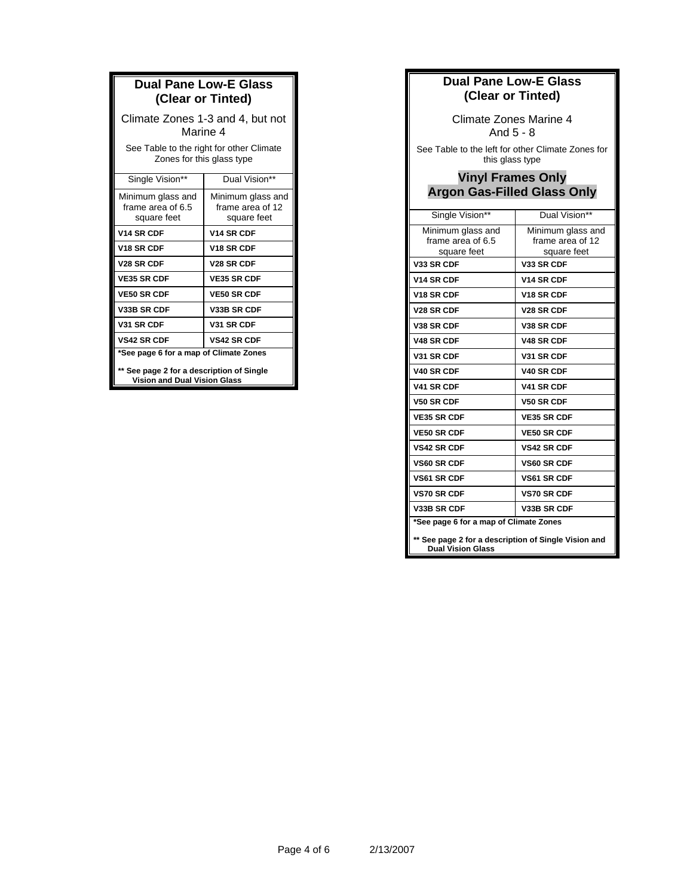## Dual Pane Low-E Glass (Clear or Tinted)

Climate Zones 1-3 and 4, but not Marine 4

See Table to the right for other Climate Zones for this glass type

| Single Vision** | Dual Vision** |
|---|---|
| Minimum glass and frame area of 6.5 square feet | Minimum glass and frame area of 12 square feet |
| **V14 SR CDF** | **V14 SR CDF** |
| **V18 SR CDF** | **V18 SR CDF** |
| **V28 SR CDF** | **V28 SR CDF** |
| **VE35 SR CDF** | **VE35 SR CDF** |
| **VE50 SR CDF** | **VE50 SR CDF** |
| **V33B SR CDF** | **V33B SR CDF** |
| **V31 SR CDF** | **V31 SR CDF** |
| **VS42 SR CDF** | **VS42 SR CDF** |

**\*See page 6 for a map of Climate Zones**

**\*\* See page 2 for a description of Single Vision and Dual Vision Glass**

## Dual Pane Low-E Glass (Clear or Tinted)

Climate Zones Marine 4 And 5 - 8

See Table to the left for other Climate Zones for this glass type

**Vinyl Frames Only**
**Argon Gas-Filled Glass Only**

| Single Vision** | Dual Vision** |
|---|---|
| Minimum glass and frame area of 6.5 square feet | Minimum glass and frame area of 12 square feet |
| **V33 SR CDF** | **V33 SR CDF** |
| **V14 SR CDF** | **V14 SR CDF** |
| **V18 SR CDF** | **V18 SR CDF** |
| **V28 SR CDF** | **V28 SR CDF** |
| **V38 SR CDF** | **V38 SR CDF** |
| **V48 SR CDF** | **V48 SR CDF** |
| **V31 SR CDF** | **V31 SR CDF** |
| **V40 SR CDF** | **V40 SR CDF** |
| **V41 SR CDF** | **V41 SR CDF** |
| **V50 SR CDF** | **V50 SR CDF** |
| **VE35 SR CDF** | **VE35 SR CDF** |
| **VE50 SR CDF** | **VE50 SR CDF** |
| **VS42 SR CDF** | **VS42 SR CDF** |
| **VS60 SR CDF** | **VS60 SR CDF** |
| **VS61 SR CDF** | **VS61 SR CDF** |
| **VS70 SR CDF** | **VS70 SR CDF** |
| **V33B SR CDF** | **V33B SR CDF** |

**\*See page 6 for a map of Climate Zones**

**\*\* See page 2 for a description of Single Vision and Dual Vision Glass**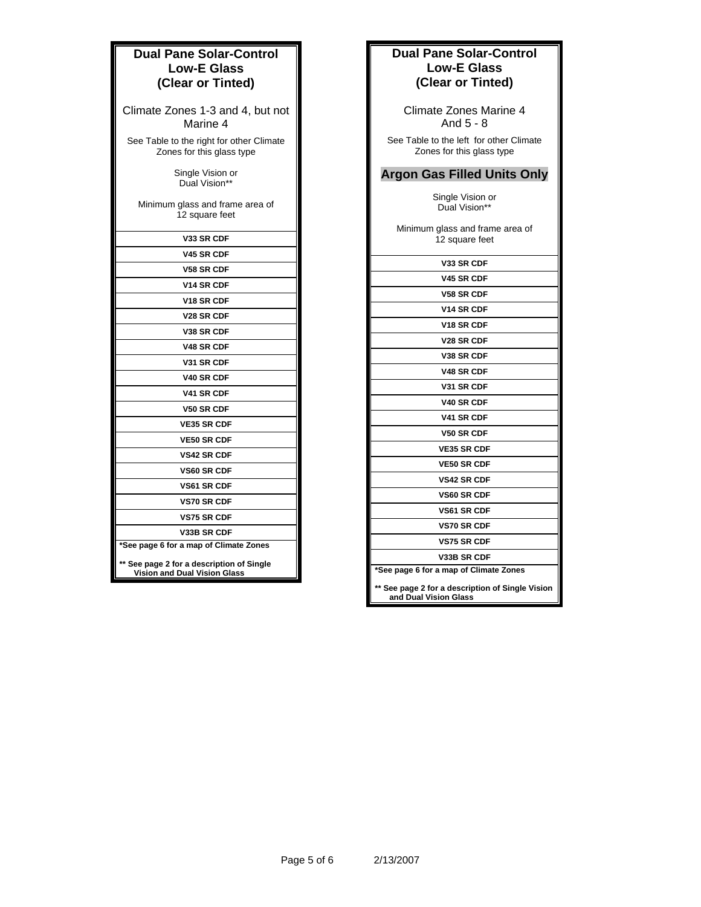## Dual Pane Solar-Control Low-E Glass (Clear or Tinted)

Climate Zones 1-3 and 4, but not Marine 4

See Table to the right for other Climate Zones for this glass type

Single Vision or Dual Vision**

Minimum glass and frame area of 12 square feet

| |
|---|
| V33 SR CDF |
| V45 SR CDF |
| V58 SR CDF |
| V14 SR CDF |
| V18 SR CDF |
| V28 SR CDF |
| V38 SR CDF |
| V48 SR CDF |
| V31 SR CDF |
| V40 SR CDF |
| V41 SR CDF |
| V50 SR CDF |
| VE35 SR CDF |
| VE50 SR CDF |
| VS42 SR CDF |
| VS60 SR CDF |
| VS61 SR CDF |
| VS70 SR CDF |
| VS75 SR CDF |
| V33B SR CDF |

**\*See page 6 for a map of Climate Zones**

**\*\* See page 2 for a description of Single Vision and Dual Vision Glass**

## Dual Pane Solar-Control Low-E Glass (Clear or Tinted)

Climate Zones Marine 4 And 5 - 8

See Table to the left for other Climate Zones for this glass type

**Argon Gas Filled Units Only**

Single Vision or Dual Vision**

Minimum glass and frame area of 12 square feet

| |
|---|
| V33 SR CDF |
| V45 SR CDF |
| V58 SR CDF |
| V14 SR CDF |
| V18 SR CDF |
| V28 SR CDF |
| V38 SR CDF |
| V48 SR CDF |
| V31 SR CDF |
| V40 SR CDF |
| V41 SR CDF |
| V50 SR CDF |
| VE35 SR CDF |
| VE50 SR CDF |
| VS42 SR CDF |
| VS60 SR CDF |
| VS61 SR CDF |
| VS70 SR CDF |
| VS75 SR CDF |
| V33B SR CDF |

**\*See page 6 for a map of Climate Zones**

**\*\* See page 2 for a description of Single Vision and Dual Vision Glass**

2/13/2007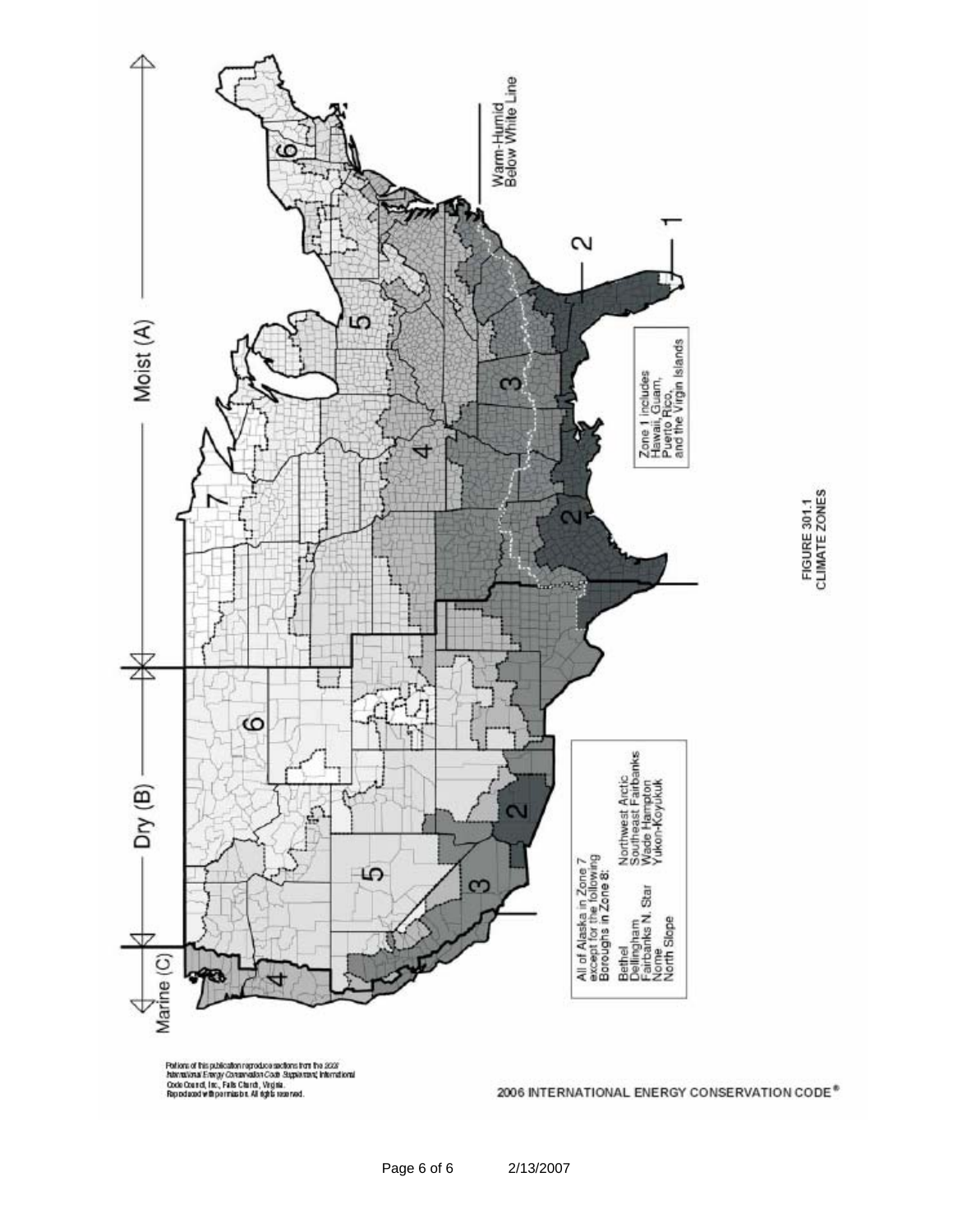Moist (A)

Dry (B)

Marine (C)

Warm-Humid Below White Line

6

5

4

3

2

1

7

6

5

4

3

2

4

Zone 1 includes Hawaii, Guam, Puerto Rico, and the Virgin Islands

All of Alaska in Zone 7 except for the following Boroughs in Zone 8:

Bethel
Dellingham
Fairbanks N. Star
Nome
North Slope

Northwest Arctic
Southeast Fairbanks
Wade Hampton
Yukon-Koyukuk

FIGURE 301.1
CLIMATE ZONES

Portions of this publication reproduce sections from the 2003 *International Energy Conservation Code Supplement*, International Code Council, Inc., Falls Church, Virginia. Reproduced with permission. All rights reserved.

2006 INTERNATIONAL ENERGY CONSERVATION CODE®